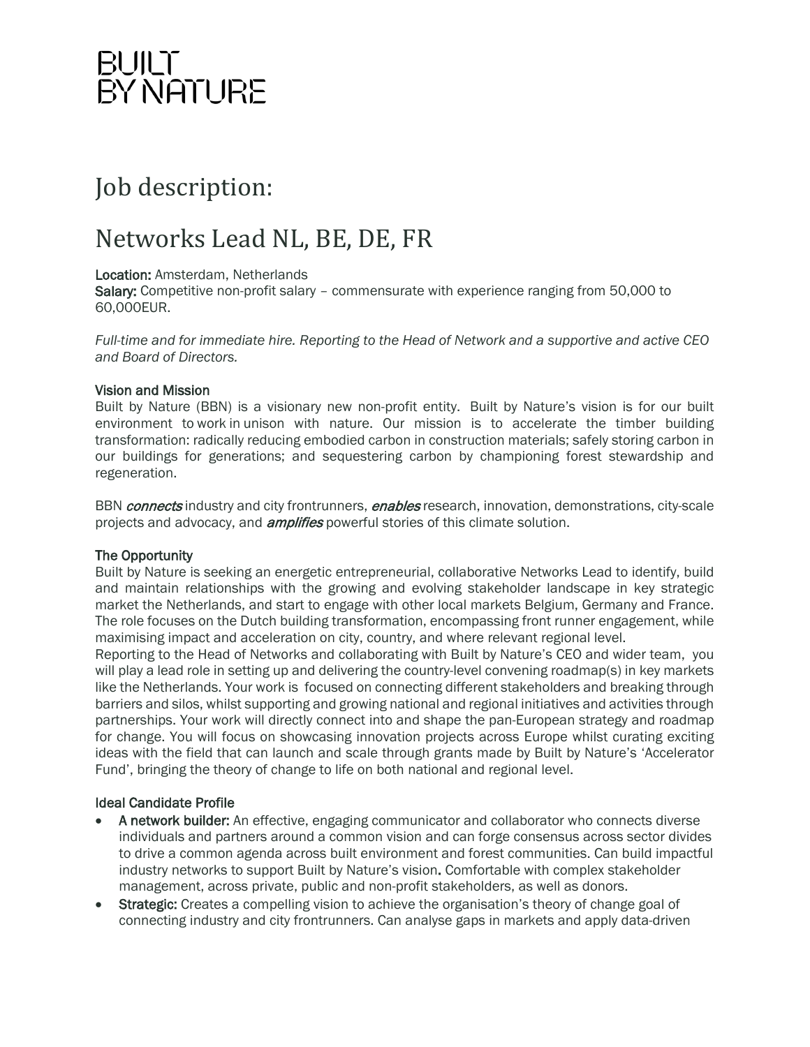BUILT
BY NATURE

# Job description:

# Networks Lead NL, BE, DE, FR

**Location:** Amsterdam, Netherlands
**Salary:** Competitive non-profit salary – commensurate with experience ranging from 50,000 to 60,000EUR.

*Full-time and for immediate hire. Reporting to the Head of Network and a supportive and active CEO and Board of Directors.*

### Vision and Mission

Built by Nature (BBN) is a visionary new non-profit entity. Built by Nature's vision is for our built environment to work in unison with nature. Our mission is to accelerate the timber building transformation: radically reducing embodied carbon in construction materials; safely storing carbon in our buildings for generations; and sequestering carbon by championing forest stewardship and regeneration.

BBN ***connects*** industry and city frontrunners, ***enables*** research, innovation, demonstrations, city-scale projects and advocacy, and ***amplifies*** powerful stories of this climate solution.

### The Opportunity

Built by Nature is seeking an energetic entrepreneurial, collaborative Networks Lead to identify, build and maintain relationships with the growing and evolving stakeholder landscape in key strategic market the Netherlands, and start to engage with other local markets Belgium, Germany and France. The role focuses on the Dutch building transformation, encompassing front runner engagement, while maximising impact and acceleration on city, country, and where relevant regional level.
Reporting to the Head of Networks and collaborating with Built by Nature's CEO and wider team, you will play a lead role in setting up and delivering the country-level convening roadmap(s) in key markets like the Netherlands. Your work is focused on connecting different stakeholders and breaking through barriers and silos, whilst supporting and growing national and regional initiatives and activities through partnerships. Your work will directly connect into and shape the pan-European strategy and roadmap for change. You will focus on showcasing innovation projects across Europe whilst curating exciting ideas with the field that can launch and scale through grants made by Built by Nature's 'Accelerator Fund', bringing the theory of change to life on both national and regional level.

### Ideal Candidate Profile

- **A network builder:** An effective, engaging communicator and collaborator who connects diverse individuals and partners around a common vision and can forge consensus across sector divides to drive a common agenda across built environment and forest communities. Can build impactful industry networks to support Built by Nature's vision**.** Comfortable with complex stakeholder management, across private, public and non-profit stakeholders, as well as donors.
- **Strategic:** Creates a compelling vision to achieve the organisation's theory of change goal of connecting industry and city frontrunners. Can analyse gaps in markets and apply data-driven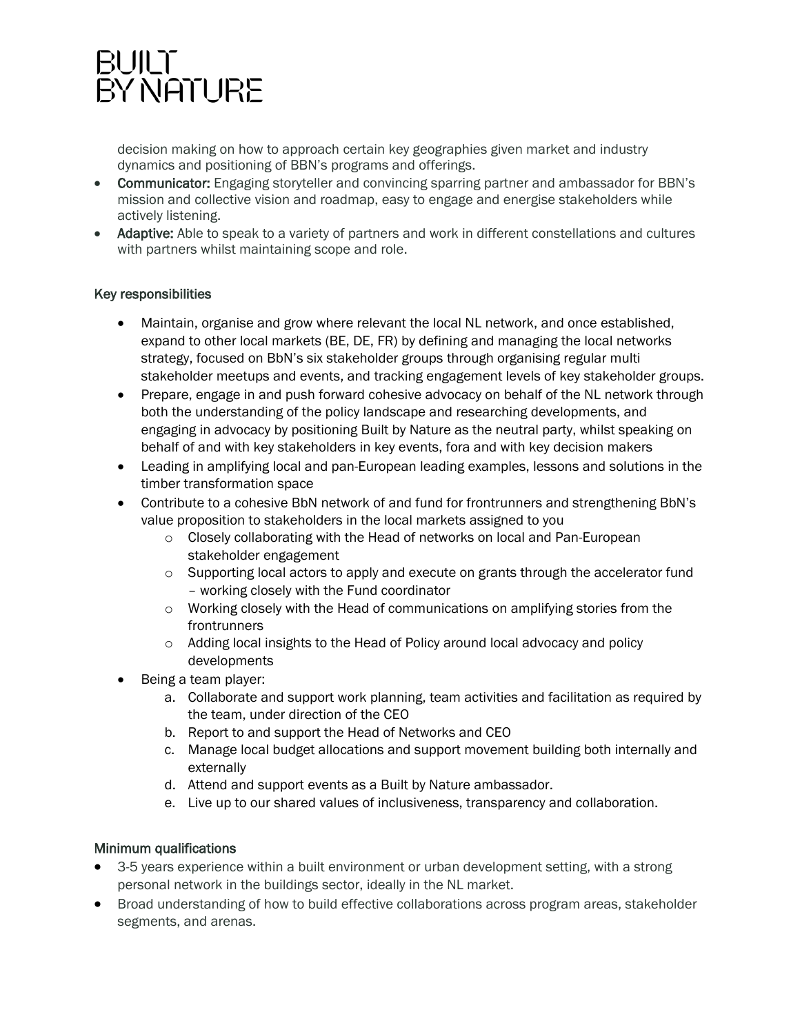decision making on how to approach certain key geographies given market and industry dynamics and positioning of BBN's programs and offerings.

- **Communicator:** Engaging storyteller and convincing sparring partner and ambassador for BBN's mission and collective vision and roadmap, easy to engage and energise stakeholders while actively listening.
- **Adaptive:** Able to speak to a variety of partners and work in different constellations and cultures with partners whilst maintaining scope and role.

## Key responsibilities

- Maintain, organise and grow where relevant the local NL network, and once established, expand to other local markets (BE, DE, FR) by defining and managing the local networks strategy, focused on BbN's six stakeholder groups through organising regular multi stakeholder meetups and events, and tracking engagement levels of key stakeholder groups.
- Prepare, engage in and push forward cohesive advocacy on behalf of the NL network through both the understanding of the policy landscape and researching developments, and engaging in advocacy by positioning Built by Nature as the neutral party, whilst speaking on behalf of and with key stakeholders in key events, fora and with key decision makers
- Leading in amplifying local and pan-European leading examples, lessons and solutions in the timber transformation space
- Contribute to a cohesive BbN network of and fund for frontrunners and strengthening BbN's value proposition to stakeholders in the local markets assigned to you
  - Closely collaborating with the Head of networks on local and Pan-European stakeholder engagement
  - Supporting local actors to apply and execute on grants through the accelerator fund – working closely with the Fund coordinator
  - Working closely with the Head of communications on amplifying stories from the frontrunners
  - Adding local insights to the Head of Policy around local advocacy and policy developments
- Being a team player:
  a. Collaborate and support work planning, team activities and facilitation as required by the team, under direction of the CEO
  b. Report to and support the Head of Networks and CEO
  c. Manage local budget allocations and support movement building both internally and externally
  d. Attend and support events as a Built by Nature ambassador.
  e. Live up to our shared values of inclusiveness, transparency and collaboration.

## Minimum qualifications

- 3-5 years experience within a built environment or urban development setting, with a strong personal network in the buildings sector, ideally in the NL market.
- Broad understanding of how to build effective collaborations across program areas, stakeholder segments, and arenas.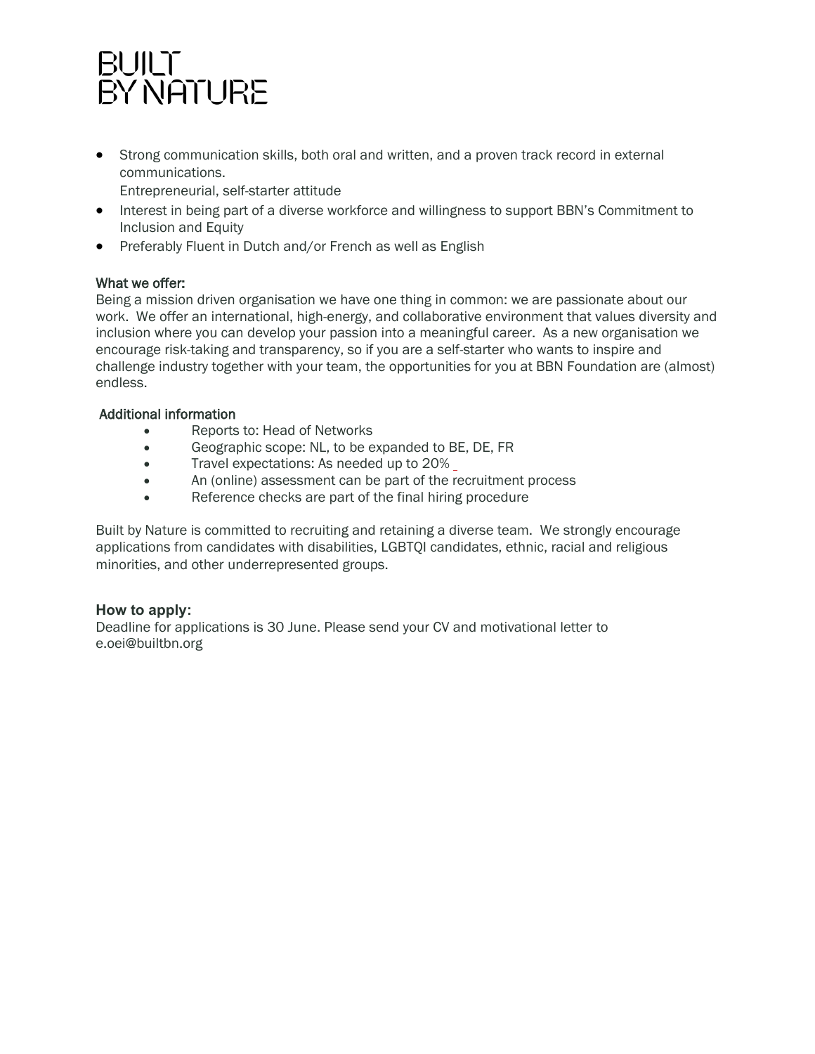- Strong communication skills, both oral and written, and a proven track record in external communications.
  Entrepreneurial, self-starter attitude
- Interest in being part of a diverse workforce and willingness to support BBN's Commitment to Inclusion and Equity
- Preferably Fluent in Dutch and/or French as well as English

**What we offer:**

Being a mission driven organisation we have one thing in common: we are passionate about our work. We offer an international, high-energy, and collaborative environment that values diversity and inclusion where you can develop your passion into a meaningful career. As a new organisation we encourage risk-taking and transparency, so if you are a self-starter who wants to inspire and challenge industry together with your team, the opportunities for you at BBN Foundation are (almost) endless.

**Additional information**

- Reports to: Head of Networks
- Geographic scope: NL, to be expanded to BE, DE, FR
- Travel expectations: As needed up to 20%
- An (online) assessment can be part of the recruitment process
- Reference checks are part of the final hiring procedure

Built by Nature is committed to recruiting and retaining a diverse team. We strongly encourage applications from candidates with disabilities, LGBTQI candidates, ethnic, racial and religious minorities, and other underrepresented groups.

## How to apply:

Deadline for applications is 30 June. Please send your CV and motivational letter to e.oei@builtbn.org